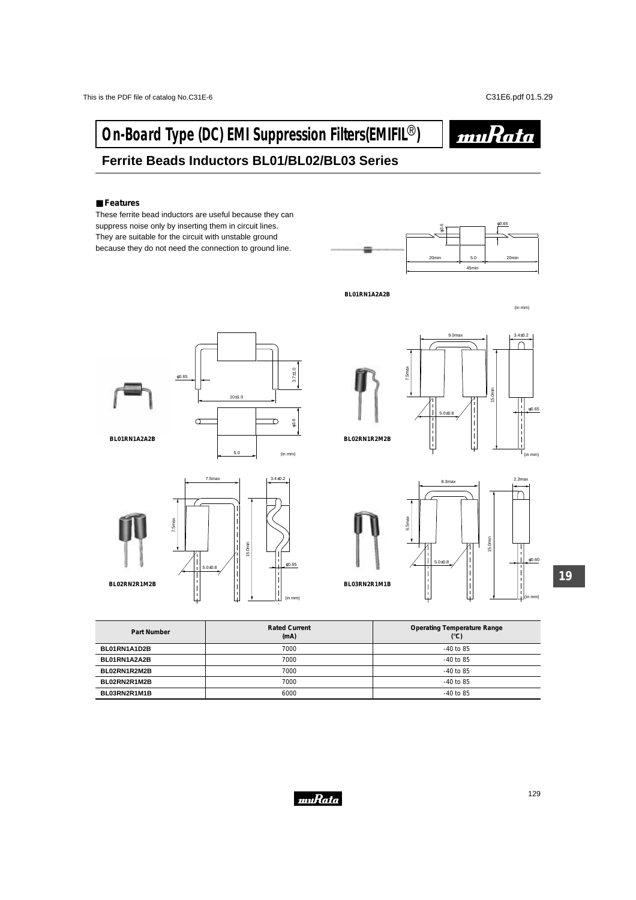# On-Board Type (DC) EMI Suppression Filters(EMIFIL®)

## Ferrite Beads Inductors BL01/BL02/BL03 Series

### ■ Features

These ferrite bead inductors are useful because they can suppress noise only by inserting them in circuit lines. They are suitable for the circuit with unstable ground because they do not need the connection to ground line.

BL01RN1A2A2B

BL01RN1A2A2B

BL02RN1R2M2B

BL02RN2R1M2B

BL03RN2R1M1B

| Part Number | Rated Current (mA) | Operating Temperature Range (°C) |
|---|---|---|
| BL01RN1A1D2B | 7000 | -40 to 85 |
| BL01RN1A2A2B | 7000 | -40 to 85 |
| BL02RN1R2M2B | 7000 | -40 to 85 |
| BL02RN2R1M2B | 7000 | -40 to 85 |
| BL03RN2R1M1B | 6000 | -40 to 85 |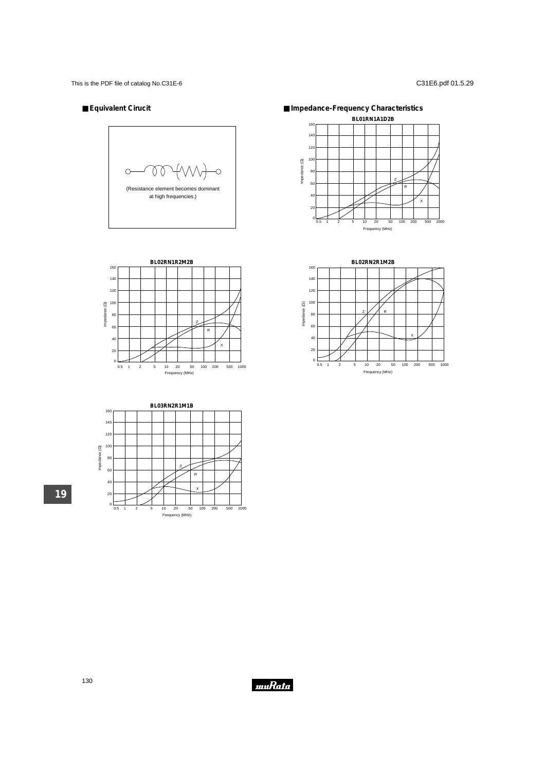## ■ Equivalent Cirucit

(Resistance element becomes dominant at high frequencies.)

## ■ Impedance-Frequency Characteristics

BL01RN1A1D2B

BL02RN1R2M2B

BL02RN2R1M2B

BL03RN2R1M1B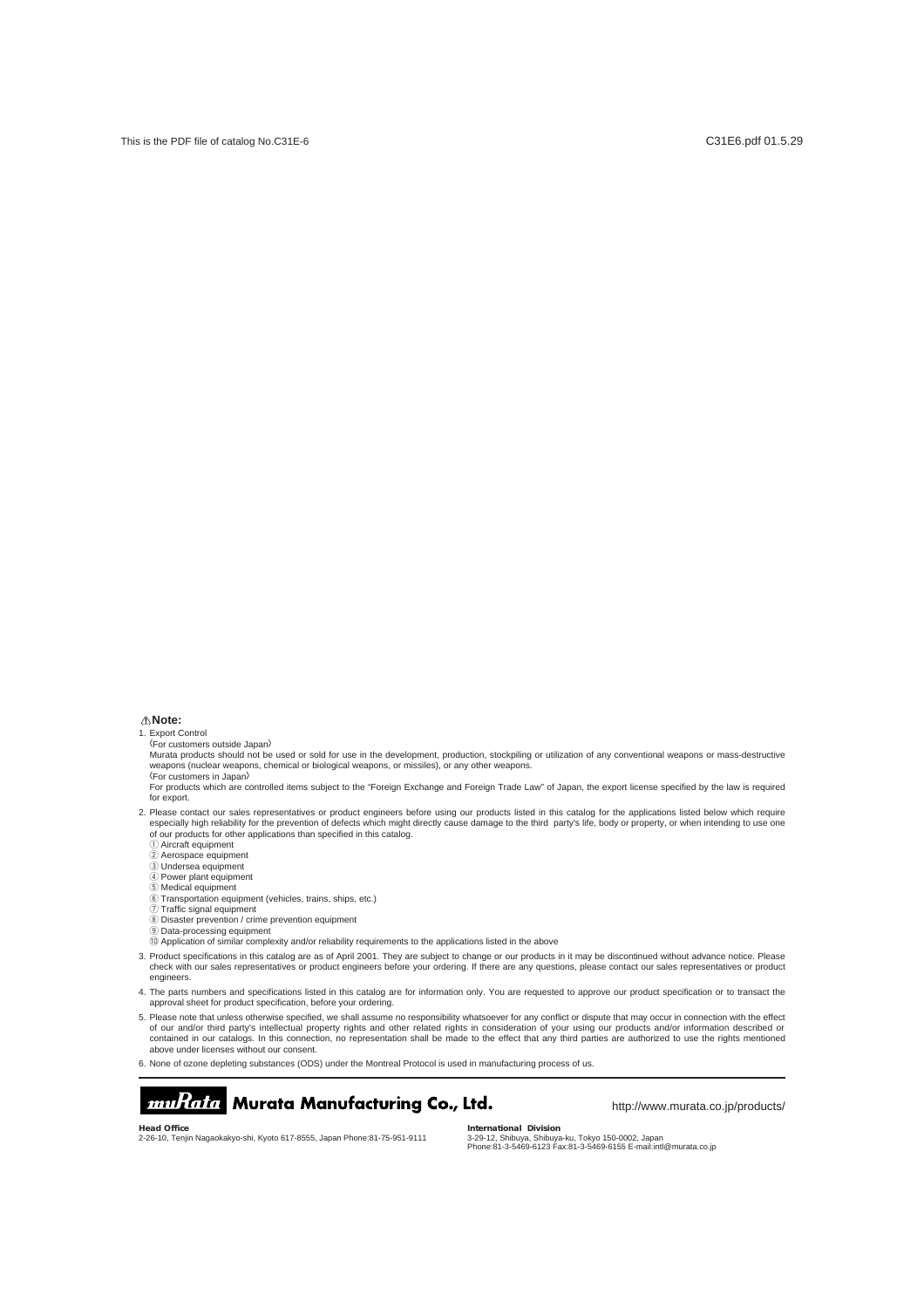This is the PDF file of catalog No.C31E-6 C31E6.pdf 01.5.29

⚠**Note:**

1. Export Control

《For customers outside Japan》

Murata products should not be used or sold for use in the development, production, stockpiling or utilization of any conventional weapons or mass-destructive weapons (nuclear weapons, chemical or biological weapons, or missiles), or any other weapons.

《For customers in Japan》

For products which are controlled items subject to the "Foreign Exchange and Foreign Trade Law" of Japan, the export license specified by the law is required for export.

2. Please contact our sales representatives or product engineers before using our products listed in this catalog for the applications listed below which require especially high reliability for the prevention of defects which might directly cause damage to the third party's life, body or property, or when intending to use one of our products for other applications than specified in this catalog.
   ① Aircraft equipment
   ② Aerospace equipment
   ③ Undersea equipment
   ④ Power plant equipment
   ⑤ Medical equipment
   ⑥ Transportation equipment (vehicles, trains, ships, etc.)
   ⑦ Traffic signal equipment
   ⑧ Disaster prevention / crime prevention equipment
   ⑨ Data-processing equipment
   ⑩ Application of similar complexity and/or reliability requirements to the applications listed in the above
3. Product specifications in this catalog are as of April 2001. They are subject to change or our products in it may be discontinued without advance notice. Please check with our sales representatives or product engineers before your ordering. If there are any questions, please contact our sales representatives or product engineers.
4. The parts numbers and specifications listed in this catalog are for information only. You are requested to approve our product specification or to transact the approval sheet for product specification, before your ordering.
5. Please note that unless otherwise specified, we shall assume no responsibility whatsoever for any conflict or dispute that may occur in connection with the effect of our and/or third party's intellectual property rights and other related rights in consideration of your using our products and/or information described or contained in our catalogs. In this connection, no representation shall be made to the effect that any third parties are authorized to use the rights mentioned above under licenses without our consent.
6. None of ozone depleting substances (ODS) under the Montreal Protocol is used in manufacturing process of us.

**muRata Murata Manufacturing Co., Ltd.**

http://www.murata.co.jp/products/

**Head Office**
2-26-10, Tenjin Nagaokakyo-shi, Kyoto 617-8555, Japan Phone:81-75-951-9111

**International Division**
3-29-12, Shibuya, Shibuya-ku, Tokyo 150-0002, Japan
Phone:81-3-5469-6123 Fax:81-3-5469-6155 E-mail:intl@murata.co.jp